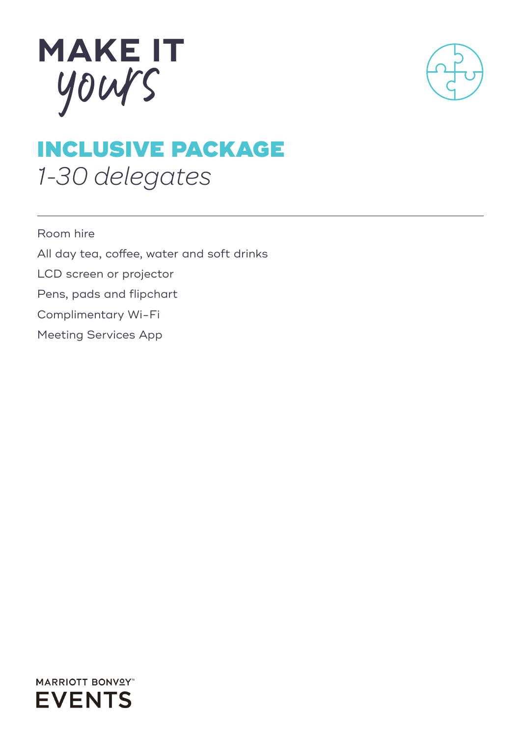# MAKE IT *yours*

## INCLUSIVE PACKAGE

*1-30 delegates*

---

Room hire

All day tea, coffee, water and soft drinks

LCD screen or projector

Pens, pads and flipchart

Complimentary Wi-Fi

Meeting Services App

MARRIOTT BONVOY™ EVENTS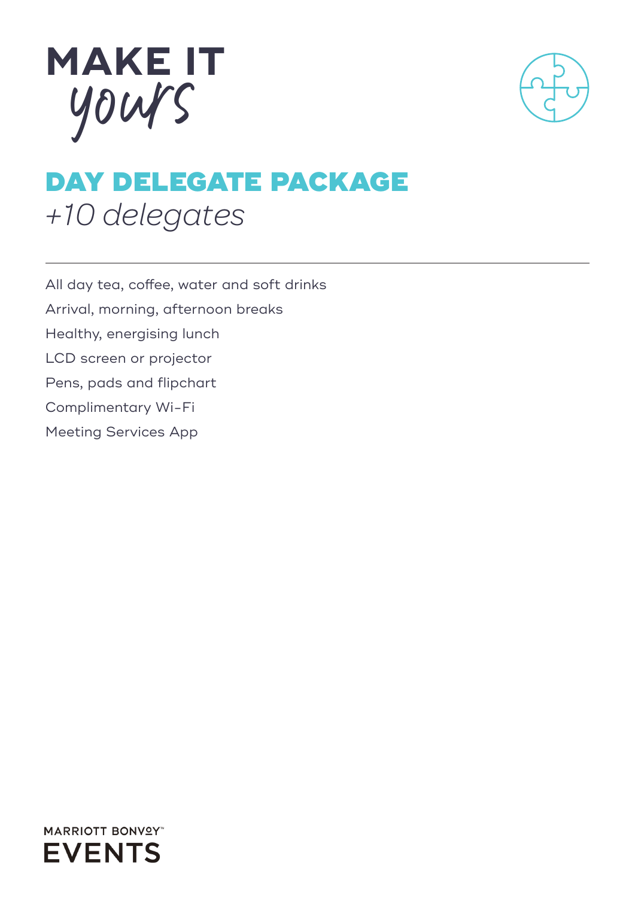# MAKE IT *yours*

## DAY DELEGATE PACKAGE
*+10 delegates*

---

All day tea, coffee, water and soft drinks

Arrival, morning, afternoon breaks

Healthy, energising lunch

LCD screen or projector

Pens, pads and flipchart

Complimentary Wi-Fi

Meeting Services App

MARRIOTT BONVOY™ EVENTS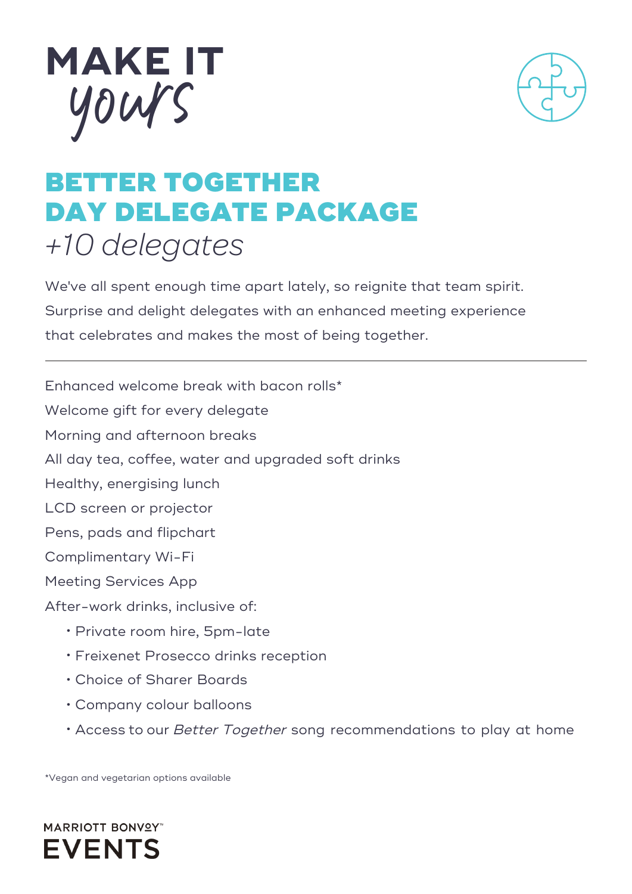# MAKE IT *yours*

## BETTER TOGETHER DAY DELEGATE PACKAGE

*+10 delegates*

We've all spent enough time apart lately, so reignite that team spirit. Surprise and delight delegates with an enhanced meeting experience that celebrates and makes the most of being together.

---

Enhanced welcome break with bacon rolls*

Welcome gift for every delegate

Morning and afternoon breaks

All day tea, coffee, water and upgraded soft drinks

Healthy, energising lunch

LCD screen or projector

Pens, pads and flipchart

Complimentary Wi-Fi

Meeting Services App

After-work drinks, inclusive of:

- Private room hire, 5pm-late
- Freixenet Prosecco drinks reception
- Choice of Sharer Boards
- Company colour balloons
- Access to our *Better Together* song recommendations to play at home

*Vegan and vegetarian options available

MARRIOTT BONVOY™ EVENTS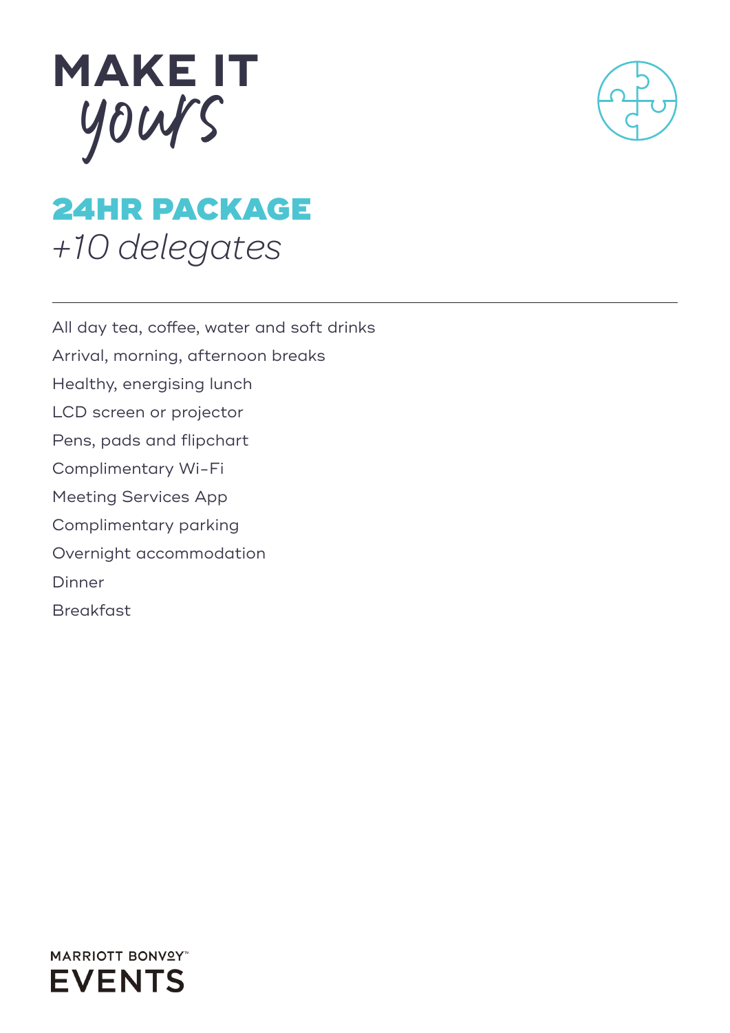# MAKE IT *yours*

## 24HR PACKAGE
*+10 delegates*

---

All day tea, coffee, water and soft drinks

Arrival, morning, afternoon breaks

Healthy, energising lunch

LCD screen or projector

Pens, pads and flipchart

Complimentary Wi-Fi

Meeting Services App

Complimentary parking

Overnight accommodation

Dinner

Breakfast

MARRIOTT BONVOY™
EVENTS